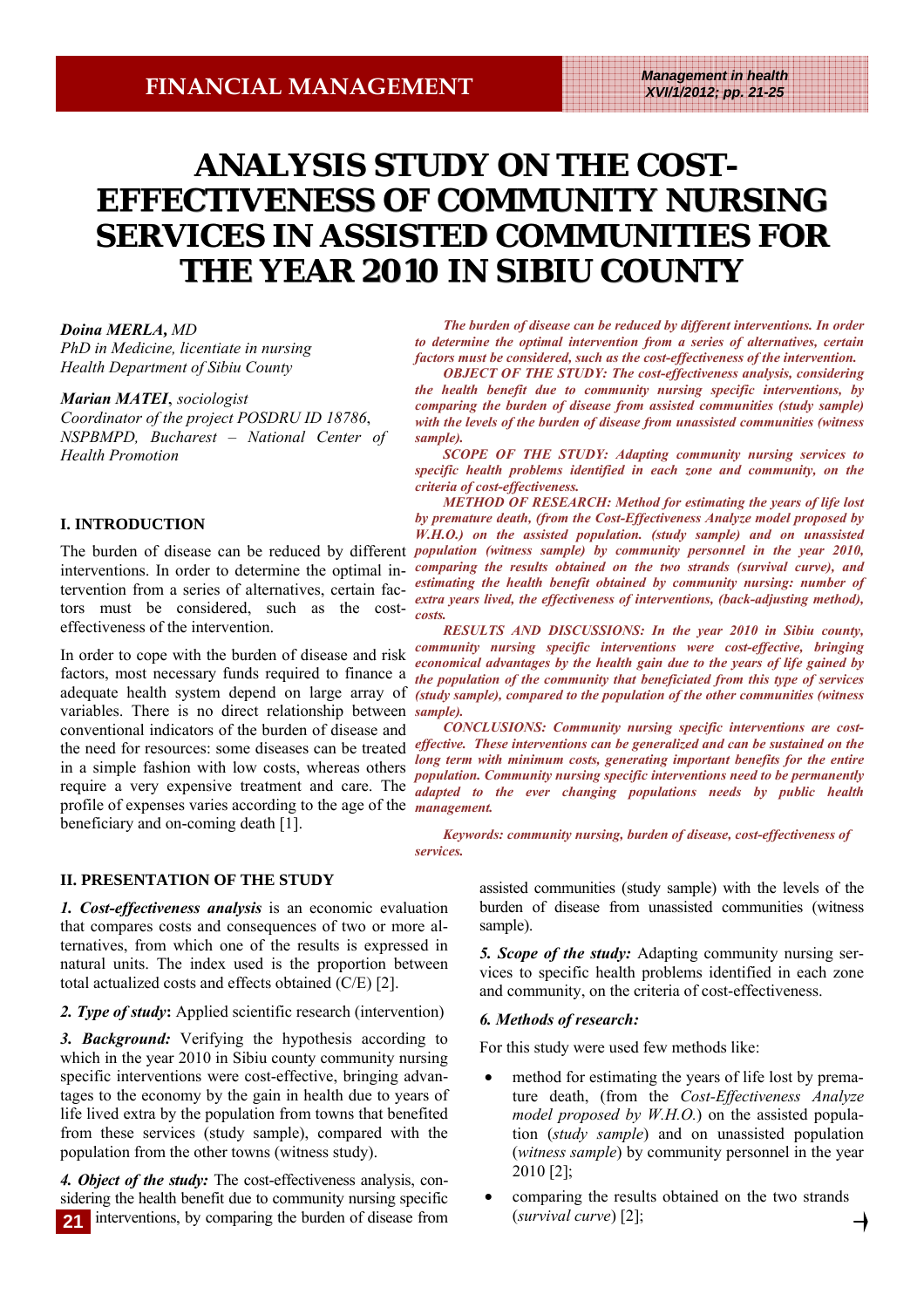# ANALYSIS STUDY ON THE COST-EFFECTIVENESS OF COMMUNITY NURSING SERVICES IN ASSISTED COMMUNITIES FOR THE YEAR 2010 IN SIBIU COUNTY

***Doina MERLA**, MD*
*PhD in Medicine, licentiate in nursing*
*Health Department of Sibiu County*

***Marian MATEI**, sociologist*
*Coordinator of the project POSDRU ID 18786, NSPBMPD, Bucharest – National Center of Health Promotion*

***The burden of disease can be reduced by different interventions. In order to determine the optimal intervention from a series of alternatives, certain factors must be considered, such as the cost-effectiveness of the intervention.***

***OBJECT OF THE STUDY: The cost-effectiveness analysis, considering the health benefit due to community nursing specific interventions, by comparing the burden of disease from assisted communities (study sample) with the levels of the burden of disease from unassisted communities (witness sample).***

***SCOPE OF THE STUDY: Adapting community nursing services to specific health problems identified in each zone and community, on the criteria of cost-effectiveness.***

***METHOD OF RESEARCH: Method for estimating the years of life lost by premature death, (from the Cost-Effectiveness Analyze model proposed by W.H.O.) on the assisted population. (study sample) and on unassisted population (witness sample) by community personnel in the year 2010, comparing the results obtained on the two strands (survival curve), and estimating the health benefit obtained by community nursing: number of extra years lived, the effectiveness of interventions, (back-adjusting method), costs.***

***RESULTS AND DISCUSSIONS: In the year 2010 in Sibiu county, community nursing specific interventions were cost-effective, bringing economical advantages by the health gain due to the years of life gained by the population of the community that beneficiated from this type of services (study sample), compared to the population of the other communities (witness sample).***

***CONCLUSIONS: Community nursing specific interventions are cost-effective. These interventions can be generalized and can be sustained on the long term with minimum costs, generating important benefits for the entire population. Community nursing specific interventions need to be permanently adapted to the ever changing populations needs by public health management.***

***Keywords: community nursing, burden of disease, cost-effectiveness of services.***

## I. INTRODUCTION

The burden of disease can be reduced by different interventions. In order to determine the optimal intervention from a series of alternatives, certain factors must be considered, such as the cost-effectiveness of the intervention.

In order to cope with the burden of disease and risk factors, most necessary funds required to finance a adequate health system depend on large array of variables. There is no direct relationship between conventional indicators of the burden of disease and the need for resources: some diseases can be treated in a simple fashion with low costs, whereas others require a very expensive treatment and care. The profile of expenses varies according to the age of the beneficiary and on-coming death [1].

## II. PRESENTATION OF THE STUDY

***1. Cost-effectiveness analysis*** is an economic evaluation that compares costs and consequences of two or more alternatives, from which one of the results is expressed in natural units. The index used is the proportion between total actualized costs and effects obtained (C/E) [2].

***2. Type of study*:** Applied scientific research (intervention)

***3. Background:*** Verifying the hypothesis according to which in the year 2010 in Sibiu county community nursing specific interventions were cost-effective, bringing advantages to the economy by the gain in health due to years of life lived extra by the population from towns that benefited from these services (study sample), compared with the population from the other towns (witness study).

***4. Object of the study:*** The cost-effectiveness analysis, considering the health benefit due to community nursing specific interventions, by comparing the burden of disease from assisted communities (study sample) with the levels of the burden of disease from unassisted communities (witness sample).

***5. Scope of the study:*** Adapting community nursing services to specific health problems identified in each zone and community, on the criteria of cost-effectiveness.

***6. Methods of research:***

For this study were used few methods like:

- method for estimating the years of life lost by premature death, (from the *Cost-Effectiveness Analyze model proposed by W.H.O.*) on the assisted population (*study sample*) and on unassisted population (*witness sample*) by community personnel in the year 2010 [2];
- comparing the results obtained on the two strands (*survival curve*) [2];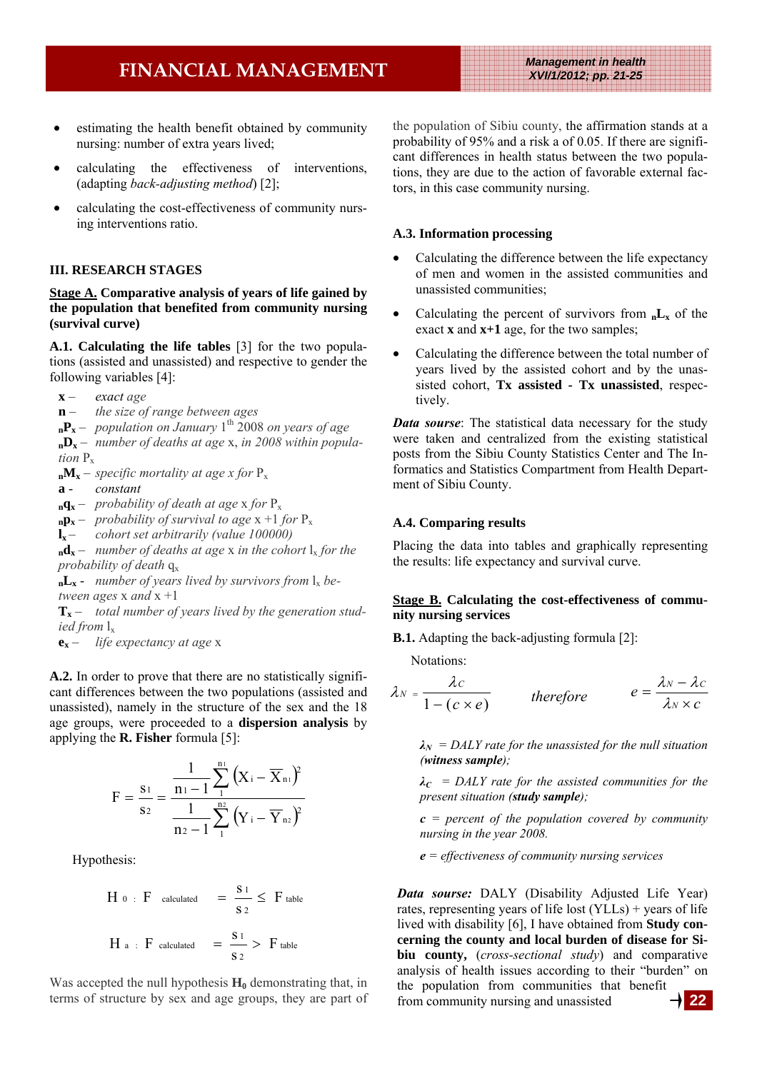- estimating the health benefit obtained by community nursing: number of extra years lived;
- calculating the effectiveness of interventions, (adapting *back-adjusting method*) [2];
- calculating the cost-effectiveness of community nursing interventions ratio.

## III. RESEARCH STAGES

**Stage A. Comparative analysis of years of life gained by the population that benefited from community nursing (survival curve)**

**A.1. Calculating the life tables** [3] for the two populations (assisted and unassisted) and respective to gender the following variables [4]:

- **x** – *exact age*
- **n** – *the size of range between ages*
- **$_nP_x$** – *population on January 1[th] 2008 on years of age*
- **$_nD_x$** – *number of deaths at age* x*, in 2008 within population* $P_x$
- **$_nM_x$** – *specific mortality at age x for* $P_x$
- **a** - *constant*
- **$_nq_x$** – *probability of death at age* x *for* $P_x$
- **$_np_x$** – *probability of survival to age* x +1 *for* $P_x$
- **$l_x$** – *cohort set arbitrarily (value 100000)*
- **$_nd_x$** – *number of deaths at age* x *in the cohort* $l_x$ *for the probability of death* $q_x$
- **$_nL_x$** - *number of years lived by survivors from* $l_x$ *between ages* x *and* x +1
- **$T_x$** – *total number of years lived by the generation studied from* $l_x$
- **$e_x$** – *life expectancy at age* x

**A.2.** In order to prove that there are no statistically significant differences between the two populations (assisted and unassisted), namely in the structure of the sex and the 18 age groups, were proceeded to a **dispersion analysis** by applying the **R. Fisher** formula [5]:

$$F = \frac{s_1}{s_2} = \frac{\frac{1}{n_1 - 1}\sum_{1}^{n_1}\left(X_i - \overline{X}_{n_1}\right)^2}{\frac{1}{n_2 - 1}\sum_{1}^{n_2}\left(Y_i - \overline{Y}_{n_2}\right)^2}$$

Hypothesis:

$$H_0 : F_{calculated} = \frac{s_1}{s_2} \leq F_{table}$$

$$H_a : F_{calculated} = \frac{s_1}{s_2} > F_{table}$$

Was accepted the null hypothesis $\mathbf{H_0}$ demonstrating that, in terms of structure by sex and age groups, they are part of the population of Sibiu county, the affirmation stands at a probability of 95% and a risk a of 0.05. If there are significant differences in health status between the two populations, they are due to the action of favorable external factors, in this case community nursing.

**A.3. Information processing**

- Calculating the difference between the life expectancy of men and women in the assisted communities and unassisted communities;
- Calculating the percent of survivors from $\mathbf{_nL_x}$ of the exact **x** and **x+1** age, for the two samples;
- Calculating the difference between the total number of years lived by the assisted cohort and by the unassisted cohort, **Tx assisted - Tx unassisted**, respectively.

***Data sourse***: The statistical data necessary for the study were taken and centralized from the existing statistical posts from the Sibiu County Statistics Center and The Informatics and Statistics Compartment from Health Department of Sibiu County.

**A.4. Comparing results**

Placing the data into tables and graphically representing the results: life expectancy and survival curve.

**Stage B. Calculating the cost-effectiveness of community nursing services**

**B.1.** Adapting the back-adjusting formula [2]:

Notations:

$$\lambda_N = \frac{\lambda_C}{1-(c \times e)} \qquad \textit{therefore} \qquad e = \frac{\lambda_N - \lambda_C}{\lambda_N \times c}$$

$\boldsymbol{\lambda_N}$ *= DALY rate for the unassisted for the null situation (**witness sample**);*

$\boldsymbol{\lambda_C}$ *= DALY rate for the assisted communities for the present situation (**study sample**);*

***c*** *= percent of the population covered by community nursing in the year 2008.*

***e*** *= effectiveness of community nursing services*

***Data sourse:*** DALY (Disability Adjusted Life Year) rates, representing years of life lost (YLLs) + years of life lived with disability [6], I have obtained from **Study concerning the county and local burden of disease for Sibiu county,** (*cross-sectional study*) and comparative analysis of health issues according to their "burden" on the population from communities that benefit from community nursing and unassisted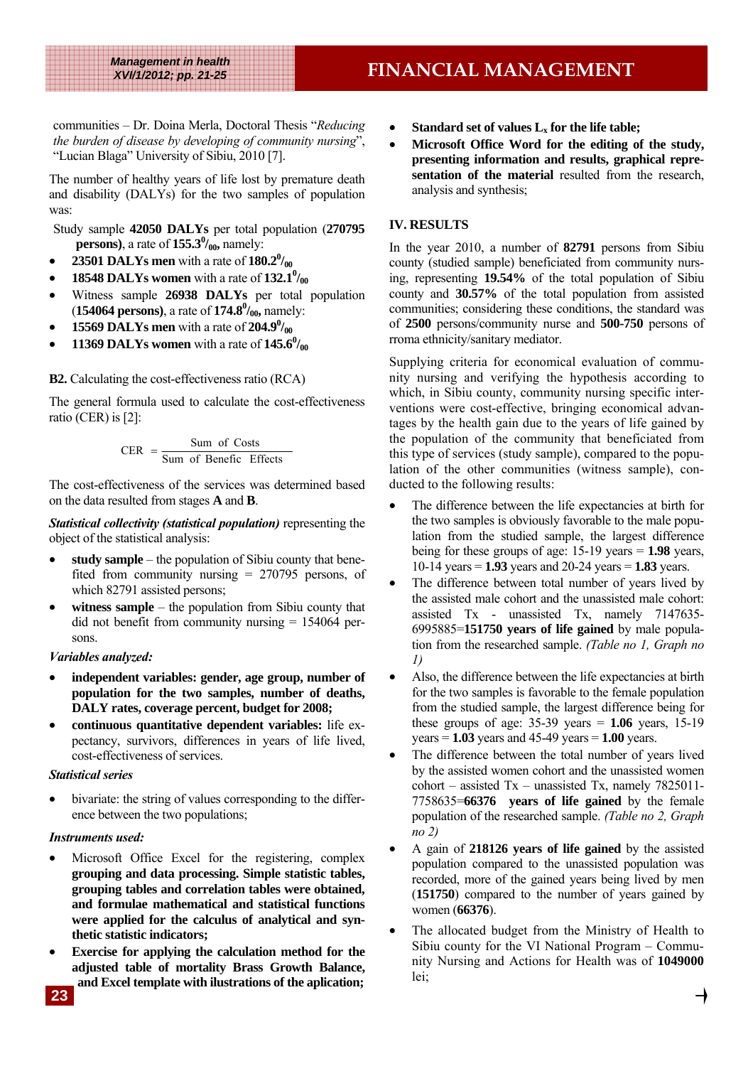communities – Dr. Doina Merla, Doctoral Thesis "*Reducing the burden of disease by developing of community nursing*", "Lucian Blaga" University of Sibiu, 2010 [7].

The number of healthy years of life lost by premature death and disability (DALYs) for the two samples of population was:

Study sample **42050 DALYs** per total population (**270795 persons)**, a rate of **155.3$^0/_{00}$**, namely:

- **23501 DALYs men** with a rate of **180.2$^0/_{00}$**
- **18548 DALYs women** with a rate of **132.1$^0/_{00}$**
- Witness sample **26938 DALYs** per total population (**154064 persons)**, a rate of **174.8$^0/_{00}$**, namely:
- **15569 DALYs men** with a rate of **204.9$^0/_{00}$**
- **11369 DALYs women** with a rate of **145.6$^0/_{00}$**

**B2.** Calculating the cost-effectiveness ratio (RCA)

The general formula used to calculate the cost-effectiveness ratio (CER) is [2]:

$$CER = \frac{\text{Sum of Costs}}{\text{Sum of Benefic Effects}}$$

The cost-effectiveness of the services was determined based on the data resulted from stages **A** and **B**.

***Statistical collectivity (statistical population)*** representing the object of the statistical analysis:

- **study sample** – the population of Sibiu county that benefited from community nursing = 270795 persons, of which 82791 assisted persons;
- **witness sample** – the population from Sibiu county that did not benefit from community nursing = 154064 persons.

***Variables analyzed:***

- **independent variables: gender, age group, number of population for the two samples, number of deaths, DALY rates, coverage percent, budget for 2008;**
- **continuous quantitative dependent variables:** life expectancy, survivors, differences in years of life lived, cost-effectiveness of services.

***Statistical series***

- bivariate: the string of values corresponding to the difference between the two populations;

***Instruments used:***

- Microsoft Office Excel for the registering, complex **grouping and data processing. Simple statistic tables, grouping tables and correlation tables were obtained, and formulae mathematical and statistical functions were applied for the calculus of analytical and synthetic statistic indicators;**
- **Exercise for applying the calculation method for the adjusted table of mortality Brass Growth Balance, and Excel template with illustrations of the aplication;**
- **Standard set of values $L_x$ for the life table;**
- **Microsoft Office Word for the editing of the study, presenting information and results, graphical representation of the material** resulted from the research, analysis and synthesis;

## IV. RESULTS

In the year 2010, a number of **82791** persons from Sibiu county (studied sample) beneficiated from community nursing, representing **19.54%** of the total population of Sibiu county and **30.57%** of the total population from assisted communities; considering these conditions, the standard was of **2500** persons/community nurse and **500-750** persons of rroma ethnicity/sanitary mediator.

Supplying criteria for economical evaluation of community nursing and verifying the hypothesis according to which, in Sibiu county, community nursing specific interventions were cost-effective, bringing economical advantages by the health gain due to the years of life gained by the population of the community that beneficiated from this type of services (study sample), compared to the population of the other communities (witness sample), conducted to the following results:

- The difference between the life expectancies at birth for the two samples is obviously favorable to the male population from the studied sample, the largest difference being for these groups of age: 15-19 years = **1.98** years, 10-14 years = **1.93** years and 20-24 years = **1.83** years.
- The difference between total number of years lived by the assisted male cohort and the unassisted male cohort: assisted Tx - unassisted Tx, namely 7147635-6995885=**151750 years of life gained** by male population from the researched sample. *(Table no 1, Graph no 1)*
- Also, the difference between the life expectancies at birth for the two samples is favorable to the female population from the studied sample, the largest difference being for these groups of age: 35-39 years = **1.06** years, 15-19 years = **1.03** years and 45-49 years = **1.00** years.
- The difference between the total number of years lived by the assisted women cohort and the unassisted women cohort – assisted Tx – unassisted Tx, namely 7825011-7758635=**66376 years of life gained** by the female population of the researched sample. *(Table no 2, Graph no 2)*
- A gain of **218126 years of life gained** by the assisted population compared to the unassisted population was recorded, more of the gained years being lived by men (**151750**) compared to the number of years gained by women (**66376**).
- The allocated budget from the Ministry of Health to Sibiu county for the VI National Program – Community Nursing and Actions for Health was of **1049000** lei;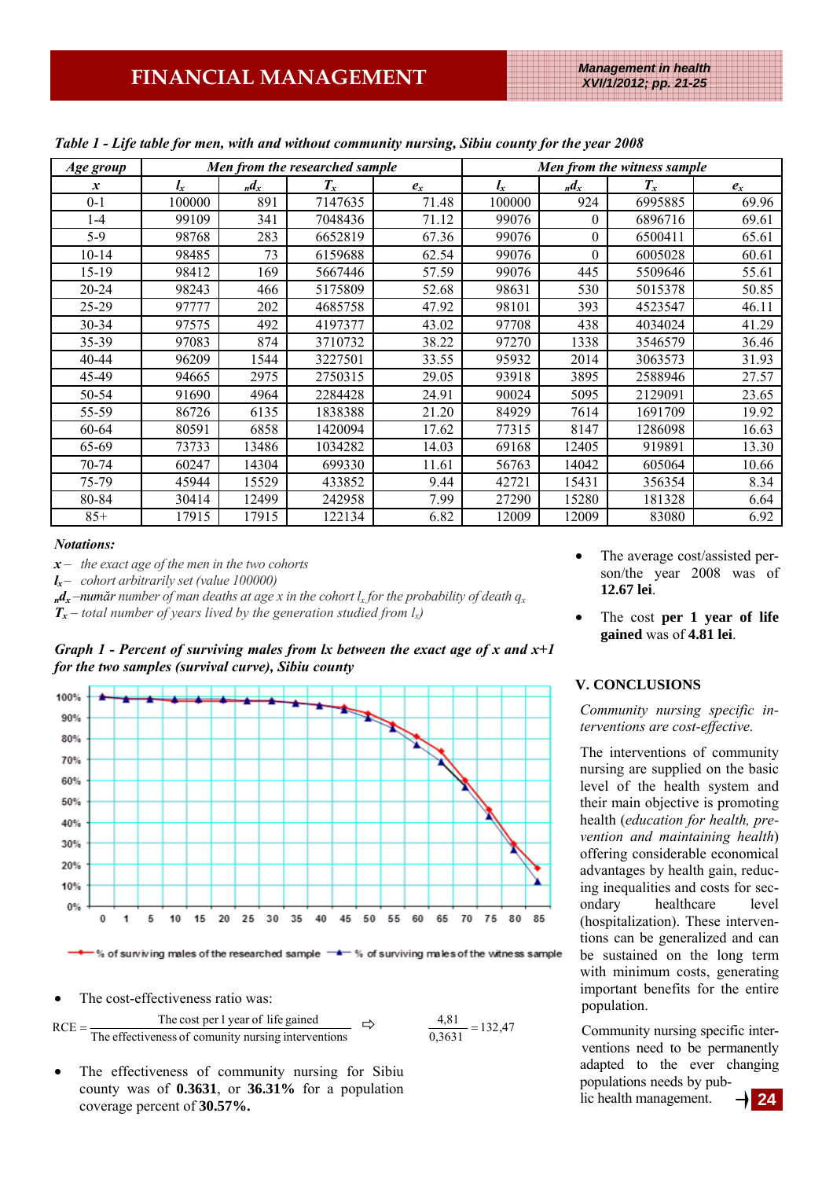*Table 1 - Life table for men, with and without community nursing, Sibiu county for the year 2008*

| *Age group* | *Men from the researched sample* | | | | *Men from the witness sample* | | | |
|---|---|---|---|---|---|---|---|---|
| $x$ | $l_x$ | $_nd_x$ | $T_x$ | $e_x$ | $l_x$ | $_nd_x$ | $T_x$ | $e_x$ |
| 0-1 | 100000 | 891 | 7147635 | 71.48 | 100000 | 924 | 6995885 | 69.96 |
| 1-4 | 99109 | 341 | 7048436 | 71.12 | 99076 | 0 | 6896716 | 69.61 |
| 5-9 | 98768 | 283 | 6652819 | 67.36 | 99076 | 0 | 6500411 | 65.61 |
| 10-14 | 98485 | 73 | 6159688 | 62.54 | 99076 | 0 | 6005028 | 60.61 |
| 15-19 | 98412 | 169 | 5667446 | 57.59 | 99076 | 445 | 5509646 | 55.61 |
| 20-24 | 98243 | 466 | 5175809 | 52.68 | 98631 | 530 | 5015378 | 50.85 |
| 25-29 | 97777 | 202 | 4685758 | 47.92 | 98101 | 393 | 4523547 | 46.11 |
| 30-34 | 97575 | 492 | 4197377 | 43.02 | 97708 | 438 | 4034024 | 41.29 |
| 35-39 | 97083 | 874 | 3710732 | 38.22 | 97270 | 1338 | 3546579 | 36.46 |
| 40-44 | 96209 | 1544 | 3227501 | 33.55 | 95932 | 2014 | 3063573 | 31.93 |
| 45-49 | 94665 | 2975 | 2750315 | 29.05 | 93918 | 3895 | 2588946 | 27.57 |
| 50-54 | 91690 | 4964 | 2284428 | 24.91 | 90024 | 5095 | 2129091 | 23.65 |
| 55-59 | 86726 | 6135 | 1838388 | 21.20 | 84929 | 7614 | 1691709 | 19.92 |
| 60-64 | 80591 | 6858 | 1420094 | 17.62 | 77315 | 8147 | 1286098 | 16.63 |
| 65-69 | 73733 | 13486 | 1034282 | 14.03 | 69168 | 12405 | 919891 | 13.30 |
| 70-74 | 60247 | 14304 | 699330 | 11.61 | 56763 | 14042 | 605064 | 10.66 |
| 75-79 | 45944 | 15529 | 433852 | 9.44 | 42721 | 15431 | 356354 | 8.34 |
| 80-84 | 30414 | 12499 | 242958 | 7.99 | 27290 | 15280 | 181328 | 6.64 |
| 85+ | 17915 | 17915 | 122134 | 6.82 | 12009 | 12009 | 83080 | 6.92 |

***Notations:***

*$x$ – the exact age of the men in the two cohorts*

*$l_x$ – cohort arbitrarily set (value 100000)*

*$_nd_x$ –număr number of man deaths at age x in the cohort $l_x$ for the probability of death $q_x$*

*$T_x$ – total number of years lived by the generation studied from $l_x$)*

***Graph 1 - Percent of surviving males from lx between the exact age of x and x+1 for the two samples (survival curve), Sibiu county***

- The cost-effectiveness ratio was:

$$RCE = \frac{\text{The cost per 1 year of life gained}}{\text{The effectiveness of comunity nursing interventions}} \Rightarrow \frac{4{,}81}{0{,}3631} = 132{,}47$$

- The effectiveness of community nursing for Sibiu county was of **0.3631**, or **36.31%** for a population coverage percent of **30.57%.**

- The average cost/assisted person/the year 2008 was of **12.67 lei**.

- The cost **per 1 year of life gained** was of **4.81 lei**.

## V. CONCLUSIONS

*Community nursing specific interventions are cost-effective.*

The interventions of community nursing are supplied on the basic level of the health system and their main objective is promoting health (*education for health, prevention and maintaining health*) offering considerable economical advantages by health gain, reducing inequalities and costs for secondary healthcare level (hospitalization). These interventions can be generalized and can be sustained on the long term with minimum costs, generating important benefits for the entire population.

Community nursing specific interventions need to be permanently adapted to the ever changing populations needs by public health management.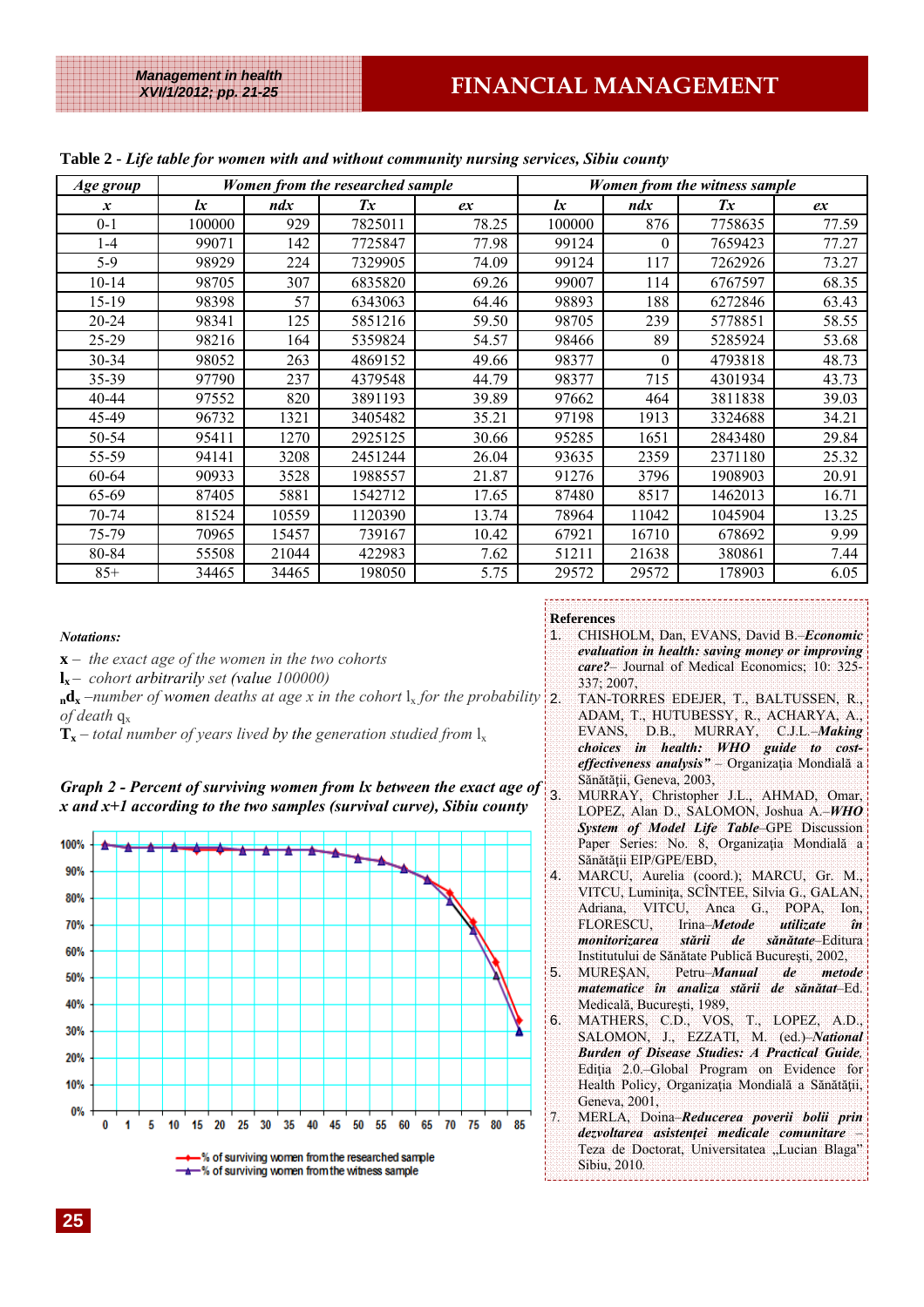**Table 2** - *Life table for women with and without community nursing services, Sibiu county*

| *Age group* | *Women from the researched sample* | | | | *Women from the witness sample* | | | |
|---|---|---|---|---|---|---|---|---|
| *x* | *lx* | *ndx* | *Tx* | *ex* | *lx* | *ndx* | *Tx* | *ex* |
| 0-1 | 100000 | 929 | 7825011 | 78.25 | 100000 | 876 | 7758635 | 77.59 |
| 1-4 | 99071 | 142 | 7725847 | 77.98 | 99124 | 0 | 7659423 | 77.27 |
| 5-9 | 98929 | 224 | 7329905 | 74.09 | 99124 | 117 | 7262926 | 73.27 |
| 10-14 | 98705 | 307 | 6835820 | 69.26 | 99007 | 114 | 6767597 | 68.35 |
| 15-19 | 98398 | 57 | 6343063 | 64.46 | 98893 | 188 | 6272846 | 63.43 |
| 20-24 | 98341 | 125 | 5851216 | 59.50 | 98705 | 239 | 5778851 | 58.55 |
| 25-29 | 98216 | 164 | 5359824 | 54.57 | 98466 | 89 | 5285924 | 53.68 |
| 30-34 | 98052 | 263 | 4869152 | 49.66 | 98377 | 0 | 4793818 | 48.73 |
| 35-39 | 97790 | 237 | 4379548 | 44.79 | 98377 | 715 | 4301934 | 43.73 |
| 40-44 | 97552 | 820 | 3891193 | 39.89 | 97662 | 464 | 3811838 | 39.03 |
| 45-49 | 96732 | 1321 | 3405482 | 35.21 | 97198 | 1913 | 3324688 | 34.21 |
| 50-54 | 95411 | 1270 | 2925125 | 30.66 | 95285 | 1651 | 2843480 | 29.84 |
| 55-59 | 94141 | 3208 | 2451244 | 26.04 | 93635 | 2359 | 2371180 | 25.32 |
| 60-64 | 90933 | 3528 | 1988557 | 21.87 | 91276 | 3796 | 1908903 | 20.91 |
| 65-69 | 87405 | 5881 | 1542712 | 17.65 | 87480 | 8517 | 1462013 | 16.71 |
| 70-74 | 81524 | 10559 | 1120390 | 13.74 | 78964 | 11042 | 1045904 | 13.25 |
| 75-79 | 70965 | 15457 | 739167 | 10.42 | 67921 | 16710 | 678692 | 9.99 |
| 80-84 | 55508 | 21044 | 422983 | 7.62 | 51211 | 21638 | 380861 | 7.44 |
| 85+ | 34465 | 34465 | 198050 | 5.75 | 29572 | 29572 | 178903 | 6.05 |

***Notations:***

**x** – *the exact age of the women in the two cohorts*

$\mathbf{l_x}$ – *cohort arbitrarily set (value 100000)*

$\mathbf{{}_nd_x}$ –*number of women deaths at age x in the cohort* $l_x$ *for the probability of death* $q_x$

$\mathbf{T_x}$ – *total number of years lived by the generation studied from* $l_x$

***Graph 2** - Percent of surviving women from lx between the exact age of x and x+1 according to the two samples (survival curve), Sibiu county*

100%
90%
80%
70%
60%
50%
40%
30%
20%
10%
0%
0 1 5 10 15 20 25 30 35 40 45 50 55 60 65 70 75 80 85

% of surviving women from the researched sample
% of surviving women from the witness sample

**References**

1. CHISHOLM, Dan, EVANS, David B.–***Economic evaluation in health: saving money or improving care?***– Journal of Medical Economics; 10: 325-337; 2007,
2. TAN-TORRES EDEJER, T., BALTUSSEN, R., ADAM, T., HUTUBESSY, R., ACHARYA, A., EVANS, D.B., MURRAY, C.J.L.–***Making choices in health: WHO guide to cost-effectiveness analysis"*** – Organizaţia Mondială a Sănătăţii, Geneva, 2003,
3. MURRAY, Christopher J.L., AHMAD, Omar, LOPEZ, Alan D., SALOMON, Joshua A.–***WHO System of Model Life Table***–GPE Discussion Paper Series: No. 8, Organizaţia Mondială a Sănătăţii EIP/GPE/EBD,
4. MARCU, Aurelia (coord.); MARCU, Gr. M., VITCU, Luminiţa, SCÎNTEE, Silvia G., GALAN, Adriana, VITCU, Anca G., POPA, Ion, FLORESCU, Irina–***Metode utilizate în monitorizarea stării de sănătate***–Editura Institutului de Sănătate Publică Bucureşti, 2002,
5. MUREŞAN, Petru–***Manual de metode matematice în analiza stării de sănătat***–Ed. Medicală, Bucureşti, 1989,
6. MATHERS, C.D., VOS, T., LOPEZ, A.D., SALOMON, J., EZZATI, M. (ed.)–***National Burden of Disease Studies: A Practical Guide***, Ediţia 2.0.–Global Program on Evidence for Health Policy, Organizaţia Mondială a Sănătăţii, Geneva, 2001,
7. MERLA, Doina–***Reducerea poverii bolii prin dezvoltarea asistenţei medicale comunitare*** – Teza de Doctorat, Universitatea „Lucian Blaga" Sibiu, 2010.